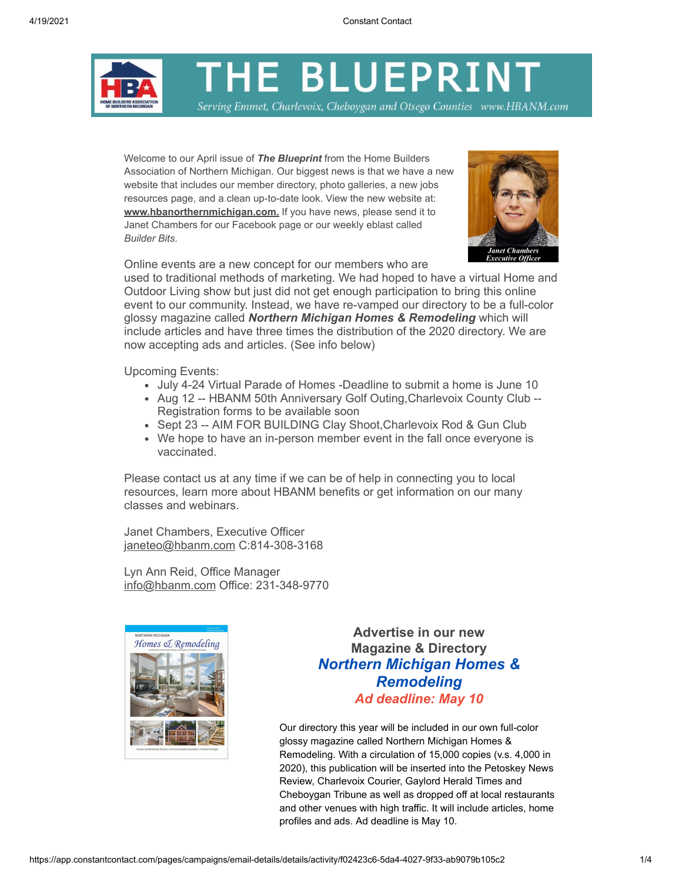# THE BLUEPRINT

*Serving Emmet, Charlevoix, Cheboygan and Otsego Counties www.HBANM.com*

Welcome to our April issue of ***The Blueprint*** from the Home Builders Association of Northern Michigan. Our biggest news is that we have a new website that includes our member directory, photo galleries, a new jobs resources page, and a clean up-to-date look. View the new website at: **www.hbanorthernmichigan.com.** If you have news, please send it to Janet Chambers for our Facebook page or our weekly eblast called *Builder Bits*.

*Janet Chambers Executive Officer*

Online events are a new concept for our members who are used to traditional methods of marketing. We had hoped to have a virtual Home and Outdoor Living show but just did not get enough participation to bring this online event to our community. Instead, we have re-vamped our directory to be a full-color glossy magazine called ***Northern Michigan Homes & Remodeling*** which will include articles and have three times the distribution of the 2020 directory. We are now accepting ads and articles. (See info below)

Upcoming Events:

- July 4-24 Virtual Parade of Homes -Deadline to submit a home is June 10
- Aug 12 -- HBANM 50th Anniversary Golf Outing,Charlevoix County Club -- Registration forms to be available soon
- Sept 23 -- AIM FOR BUILDING Clay Shoot,Charlevoix Rod & Gun Club
- We hope to have an in-person member event in the fall once everyone is vaccinated.

Please contact us at any time if we can be of help in connecting you to local resources, learn more about HBANM benefits or get information on our many classes and webinars.

Janet Chambers, Executive Officer
janeteo@hbanm.com C:814-308-3168

Lyn Ann Reid, Office Manager
info@hbanm.com Office: 231-348-9770

## Advertise in our new Magazine & Directory
## ***Northern Michigan Homes & Remodeling***
### *Ad deadline: May 10*

Our directory this year will be included in our own full-color glossy magazine called Northern Michigan Homes & Remodeling. With a circulation of 15,000 copies (v.s. 4,000 in 2020), this publication will be inserted into the Petoskey News Review, Charlevoix Courier, Gaylord Herald Times and Cheboygan Tribune as well as dropped off at local restaurants and other venues with high traffic. It will include articles, home profiles and ads. Ad deadline is May 10.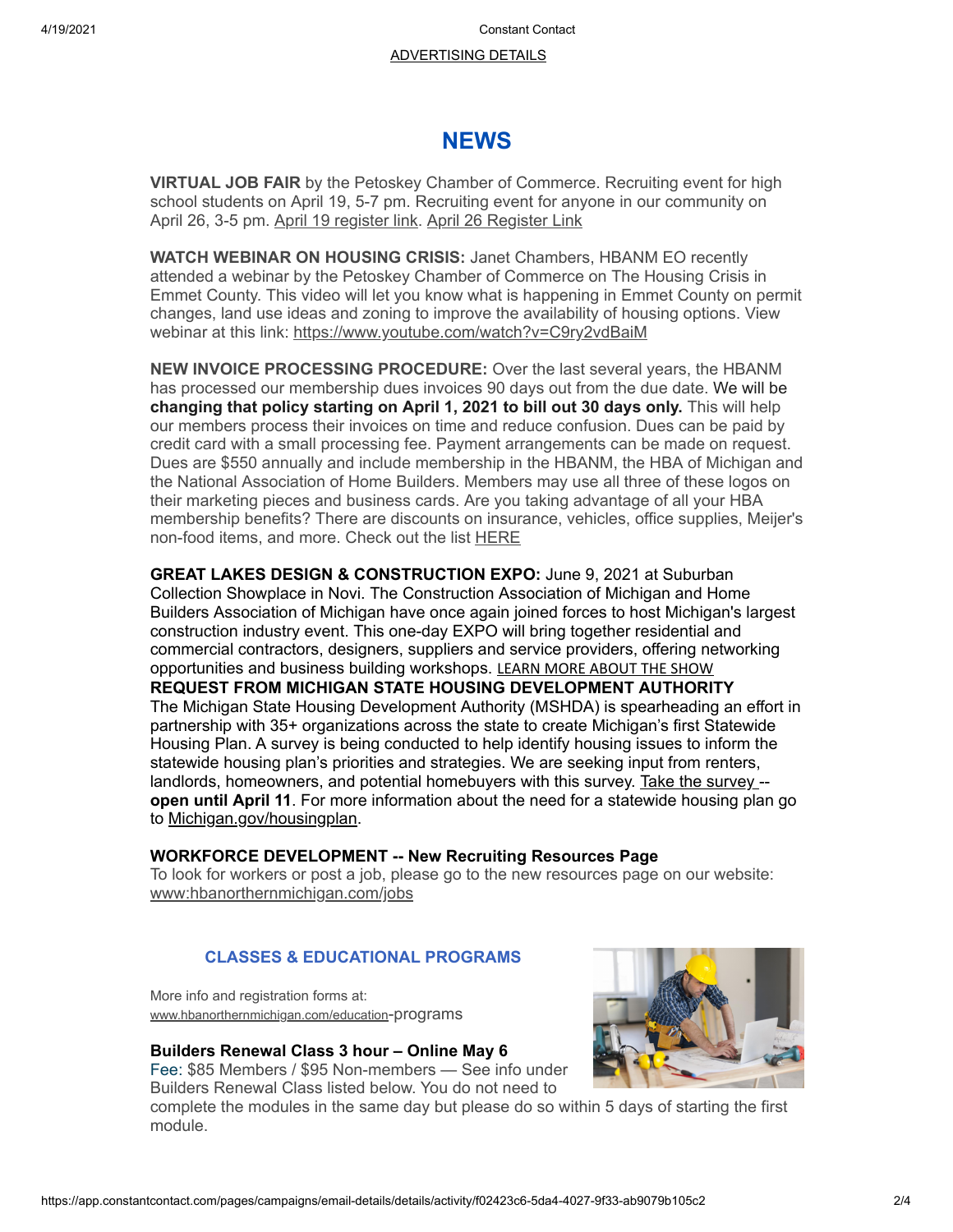ADVERTISING DETAILS

# NEWS

**VIRTUAL JOB FAIR** by the Petoskey Chamber of Commerce. Recruiting event for high school students on April 19, 5-7 pm. Recruiting event for anyone in our community on April 26, 3-5 pm. April 19 register link. April 26 Register Link

**WATCH WEBINAR ON HOUSING CRISIS:** Janet Chambers, HBANM EO recently attended a webinar by the Petoskey Chamber of Commerce on The Housing Crisis in Emmet County. This video will let you know what is happening in Emmet County on permit changes, land use ideas and zoning to improve the availability of housing options. View webinar at this link: https://www.youtube.com/watch?v=C9ry2vdBaiM

**NEW INVOICE PROCESSING PROCEDURE:** Over the last several years, the HBANM has processed our membership dues invoices 90 days out from the due date. We will be **changing that policy starting on April 1, 2021 to bill out 30 days only.** This will help our members process their invoices on time and reduce confusion. Dues can be paid by credit card with a small processing fee. Payment arrangements can be made on request. Dues are $550 annually and include membership in the HBANM, the HBA of Michigan and the National Association of Home Builders. Members may use all three of these logos on their marketing pieces and business cards. Are you taking advantage of all your HBA membership benefits? There are discounts on insurance, vehicles, office supplies, Meijer's non-food items, and more. Check out the list HERE

**GREAT LAKES DESIGN & CONSTRUCTION EXPO:** June 9, 2021 at Suburban Collection Showplace in Novi. The Construction Association of Michigan and Home Builders Association of Michigan have once again joined forces to host Michigan's largest construction industry event. This one-day EXPO will bring together residential and commercial contractors, designers, suppliers and service providers, offering networking opportunities and business building workshops. LEARN MORE ABOUT THE SHOW

**REQUEST FROM MICHIGAN STATE HOUSING DEVELOPMENT AUTHORITY**
The Michigan State Housing Development Authority (MSHDA) is spearheading an effort in partnership with 35+ organizations across the state to create Michigan's first Statewide Housing Plan. A survey is being conducted to help identify housing issues to inform the statewide housing plan's priorities and strategies. We are seeking input from renters, landlords, homeowners, and potential homebuyers with this survey. Take the survey -- **open until April 11**. For more information about the need for a statewide housing plan go to Michigan.gov/housingplan.

**WORKFORCE DEVELOPMENT -- New Recruiting Resources Page**
To look for workers or post a job, please go to the new resources page on our website: www:hbanorthernmichigan.com/jobs

## CLASSES & EDUCATIONAL PROGRAMS

More info and registration forms at: www.hbanorthernmichigan.com/education-programs

**Builders Renewal Class 3 hour – Online May 6**
Fee: $85 Members / $95 Non-members — See info under Builders Renewal Class listed below. You do not need to complete the modules in the same day but please do so within 5 days of starting the first module.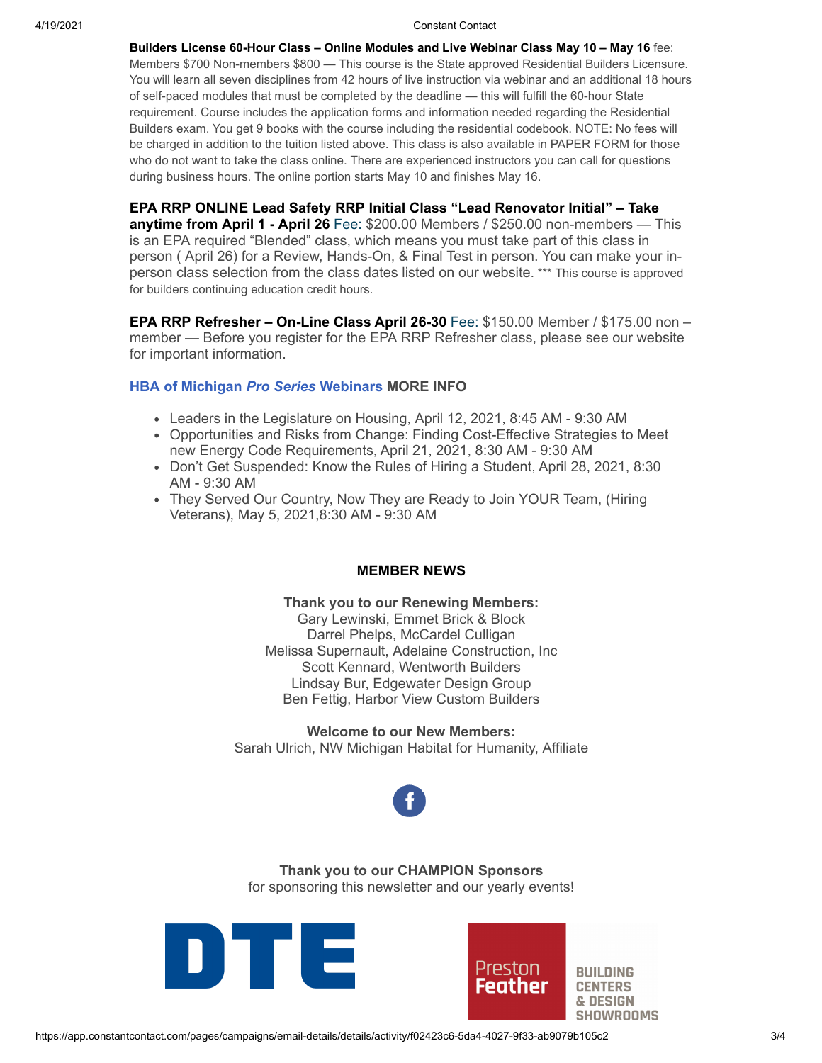**Builders License 60-Hour Class – Online Modules and Live Webinar Class May 10 – May 16** fee: Members $700 Non-members $800 — This course is the State approved Residential Builders Licensure. You will learn all seven disciplines from 42 hours of live instruction via webinar and an additional 18 hours of self-paced modules that must be completed by the deadline — this will fulfill the 60-hour State requirement. Course includes the application forms and information needed regarding the Residential Builders exam. You get 9 books with the course including the residential codebook. NOTE: No fees will be charged in addition to the tuition listed above. This class is also available in PAPER FORM for those who do not want to take the class online. There are experienced instructors you can call for questions during business hours. The online portion starts May 10 and finishes May 16.

**EPA RRP ONLINE Lead Safety RRP Initial Class "Lead Renovator Initial" – Take anytime from April 1 - April 26** Fee: $200.00 Members / $250.00 non-members — This is an EPA required "Blended" class, which means you must take part of this class in person ( April 26) for a Review, Hands-On, & Final Test in person. You can make your in-person class selection from the class dates listed on our website. *** This course is approved for builders continuing education credit hours.

**EPA RRP Refresher – On-Line Class April 26-30** Fee: $150.00 Member / $175.00 non – member — Before you register for the EPA RRP Refresher class, please see our website for important information.

**HBA of Michigan *Pro Series* Webinars** **MORE INFO**

- Leaders in the Legislature on Housing, April 12, 2021, 8:45 AM - 9:30 AM
- Opportunities and Risks from Change: Finding Cost-Effective Strategies to Meet new Energy Code Requirements, April 21, 2021, 8:30 AM - 9:30 AM
- Don't Get Suspended: Know the Rules of Hiring a Student, April 28, 2021, 8:30 AM - 9:30 AM
- They Served Our Country, Now They are Ready to Join YOUR Team, (Hiring Veterans), May 5, 2021,8:30 AM - 9:30 AM

## MEMBER NEWS

**Thank you to our Renewing Members:**
Gary Lewinski, Emmet Brick & Block
Darrel Phelps, McCardel Culligan
Melissa Supernault, Adelaine Construction, Inc
Scott Kennard, Wentworth Builders
Lindsay Bur, Edgewater Design Group
Ben Fettig, Harbor View Custom Builders

**Welcome to our New Members:**
Sarah Ulrich, NW Michigan Habitat for Humanity, Affiliate

**Thank you to our CHAMPION Sponsors**
for sponsoring this newsletter and our yearly events!

DTE

Preston Feather BUILDING CENTERS & DESIGN SHOWROOMS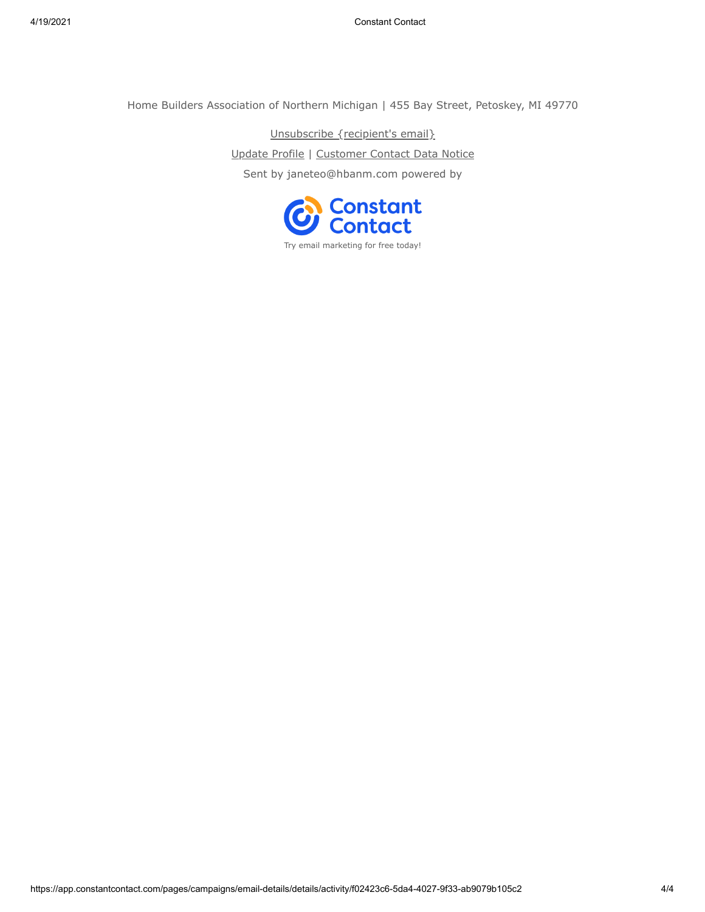Home Builders Association of Northern Michigan | 455 Bay Street, Petoskey, MI 49770

Unsubscribe {recipient's email}

Update Profile | Customer Contact Data Notice

Sent by janeteo@hbanm.com powered by

Constant Contact

Try email marketing for free today!